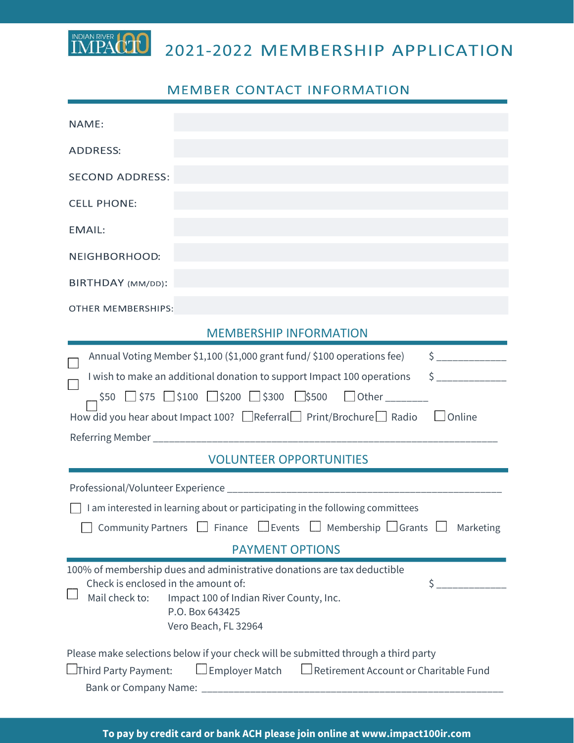INDIAN RIVER IMPACT 100

# 2021-2022 MEMBERSHIP APPLICATION

## MEMBER CONTACT INFORMATION

NAME:

ADDRESS:

SECOND ADDRESS:

CELL PHONE:

EMAIL:

NEIGHBORHOOD:

BIRTHDAY (MM/DD):

OTHER MEMBERSHIPS:

## MEMBERSHIP INFORMATION

☐ Annual Voting Member $1,100 ($1,000 grant fund/ $100 operations fee) $ ____________

☐ I wish to make an additional donation to support Impact 100 operations $ ____________

☐ $50 ☐ $75 ☐ $100 ☐ $200 ☐ $300 ☐ $500 ☐ Other _______

How did you hear about Impact 100? ☐ Referral ☐ Print/Brochure ☐ Radio ☐ Online

Referring Member ______________________________________________________________

## VOLUNTEER OPPORTUNITIES

Professional/Volunteer Experience ___________________________________________________

☐ I am interested in learning about or participating in the following committees

☐ Community Partners ☐ Finance ☐ Events ☐ Membership ☐ Grants ☐ Marketing

## PAYMENT OPTIONS

100% of membership dues and administrative donations are tax deductible

☐ Check is enclosed in the amount of: $ ____________

Mail check to: Impact 100 of Indian River County, Inc.
P.O. Box 643425
Vero Beach, FL 32964

Please make selections below if your check will be submitted through a third party

☐ Third Party Payment: ☐ Employer Match ☐ Retirement Account or Charitable Fund

Bank or Company Name: _____________________________________________________

**To pay by credit card or bank ACH please join online at www.impact100ir.com**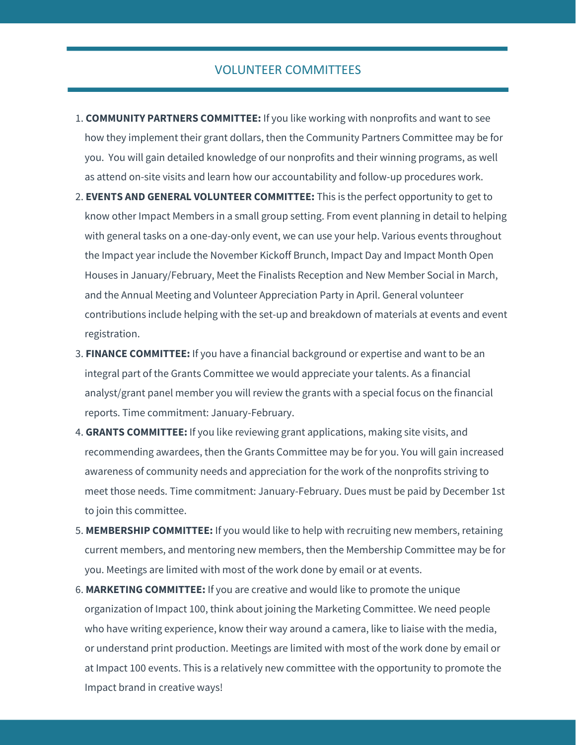## VOLUNTEER COMMITTEES

1. **COMMUNITY PARTNERS COMMITTEE:** If you like working with nonprofits and want to see how they implement their grant dollars, then the Community Partners Committee may be for you. You will gain detailed knowledge of our nonprofits and their winning programs, as well as attend on-site visits and learn how our accountability and follow-up procedures work.
2. **EVENTS AND GENERAL VOLUNTEER COMMITTEE:** This is the perfect opportunity to get to know other Impact Members in a small group setting. From event planning in detail to helping with general tasks on a one-day-only event, we can use your help. Various events throughout the Impact year include the November Kickoff Brunch, Impact Day and Impact Month Open Houses in January/February, Meet the Finalists Reception and New Member Social in March, and the Annual Meeting and Volunteer Appreciation Party in April. General volunteer contributions include helping with the set-up and breakdown of materials at events and event registration.
3. **FINANCE COMMITTEE:** If you have a financial background or expertise and want to be an integral part of the Grants Committee we would appreciate your talents. As a financial analyst/grant panel member you will review the grants with a special focus on the financial reports. Time commitment: January-February.
4. **GRANTS COMMITTEE:** If you like reviewing grant applications, making site visits, and recommending awardees, then the Grants Committee may be for you. You will gain increased awareness of community needs and appreciation for the work of the nonprofits striving to meet those needs. Time commitment: January-February. Dues must be paid by December 1st to join this committee.
5. **MEMBERSHIP COMMITTEE:** If you would like to help with recruiting new members, retaining current members, and mentoring new members, then the Membership Committee may be for you. Meetings are limited with most of the work done by email or at events.
6. **MARKETING COMMITTEE:** If you are creative and would like to promote the unique organization of Impact 100, think about joining the Marketing Committee. We need people who have writing experience, know their way around a camera, like to liaise with the media, or understand print production. Meetings are limited with most of the work done by email or at Impact 100 events. This is a relatively new committee with the opportunity to promote the Impact brand in creative ways!